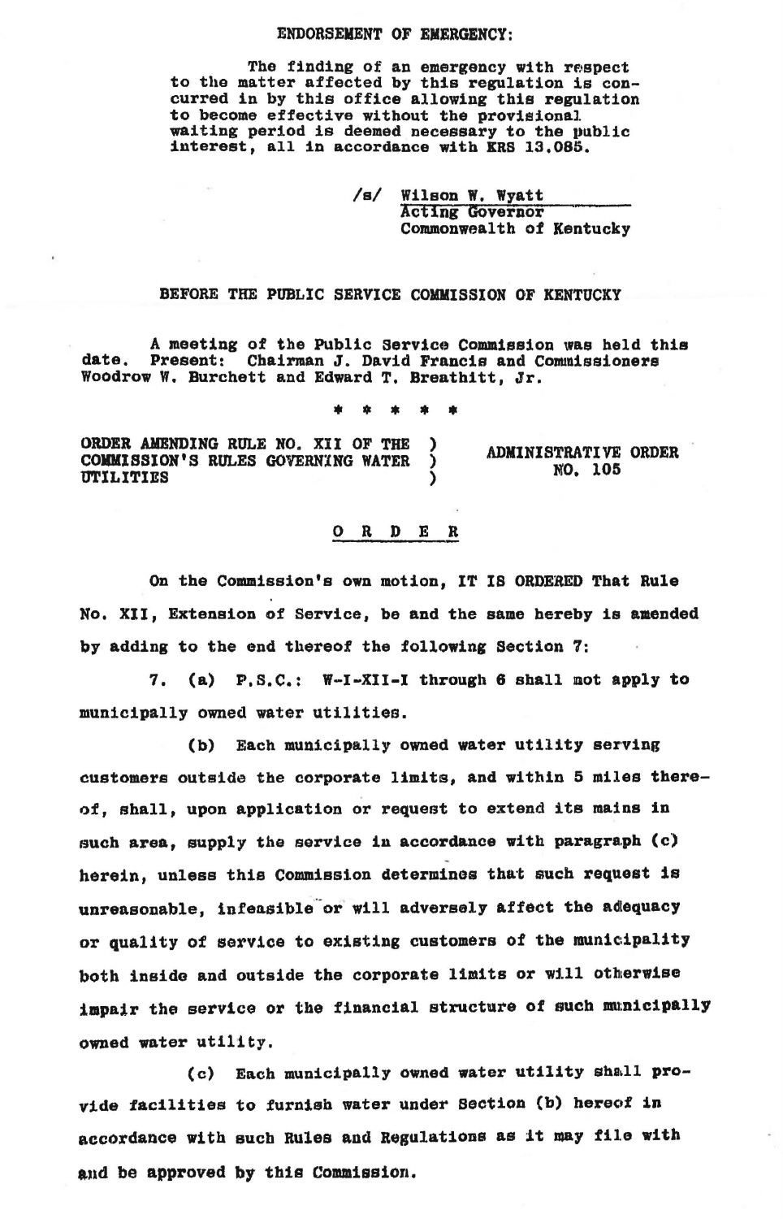ENDORSEMENT OF EMERGENCY:

The finding of an emergency with respect to the matter affected by this regulation is concurred in by this office allowing this regulation to become effective without the provisional waiting period is deemed necessary to the public interest, all in accordance with KRS 13.085.

/s/ Wilson W. Wyatt
Acting Governor
Commonwealth of Kentucky

BEFORE THE PUBLIC SERVICE COMMISSION OF KENTUCKY

A meeting of the Public Service Commission was held this date. Present: Chairman J. David Francis and Commissioners Woodrow W. Burchett and Edward T. Breathitt, Jr.

\* \* \* \* \*

ORDER AMENDING RULE NO. XII OF THE COMMISSION'S RULES GOVERNING WATER UTILITIES ) ADMINISTRATIVE ORDER NO. 105

## O R D E R

On the Commission's own motion, IT IS ORDERED That Rule No. XII, Extension of Service, be and the same hereby is amended by adding to the end thereof the following Section 7:

7. (a) P.S.C.: W-I-XII-I through 6 shall not apply to municipally owned water utilities.

(b) Each municipally owned water utility serving customers outside the corporate limits, and within 5 miles thereof, shall, upon application or request to extend its mains in such area, supply the service in accordance with paragraph (c) herein, unless this Commission determines that such request is unreasonable, infeasible or will adversely affect the adequacy or quality of service to existing customers of the municipality both inside and outside the corporate limits or will otherwise impair the service or the financial structure of such municipally owned water utility.

(c) Each municipally owned water utility shall provide facilities to furnish water under Section (b) hereof in accordance with such Rules and Regulations as it may file with and be approved by this Commission.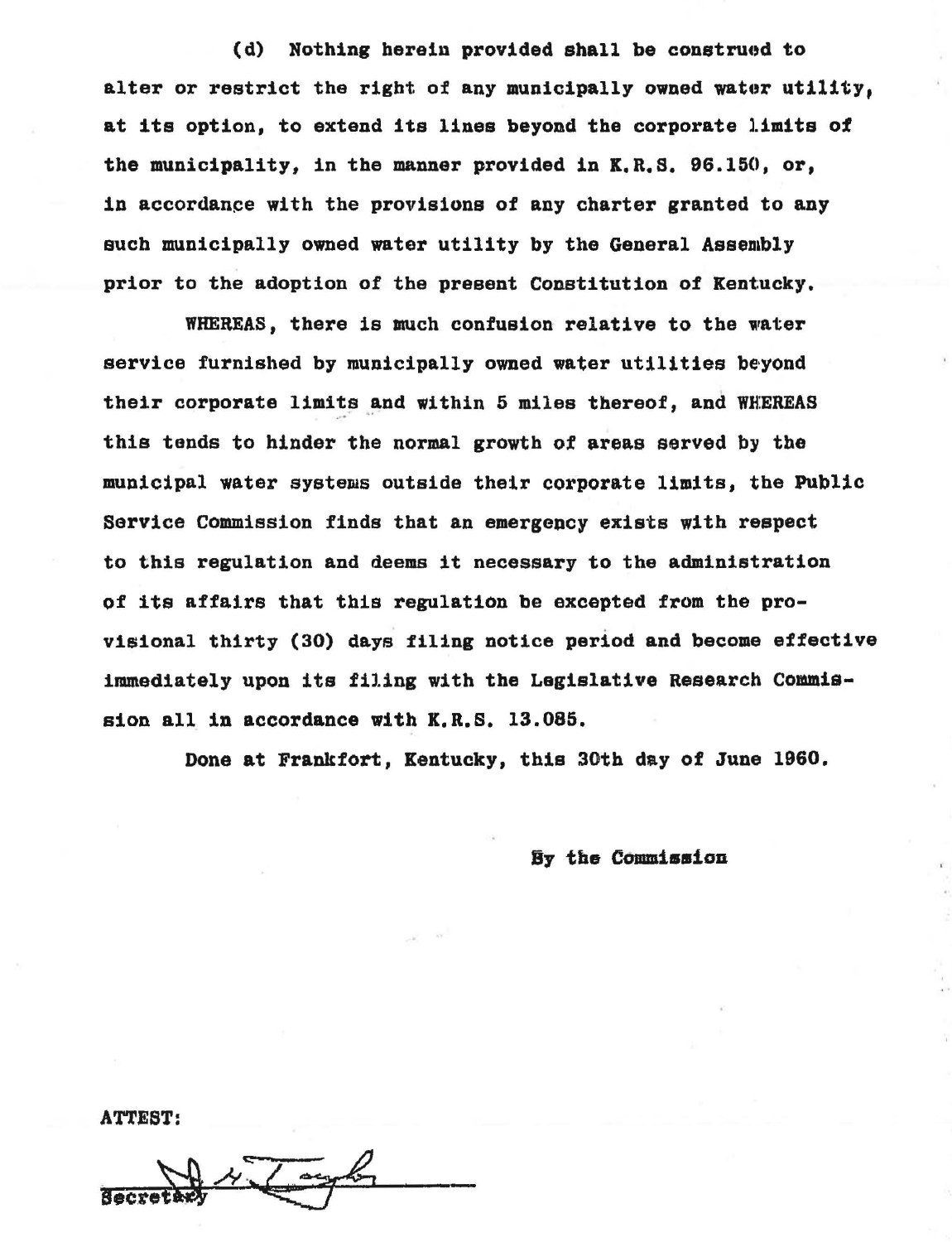(d) Nothing herein provided shall be construed to alter or restrict the right of any municipally owned water utility, at its option, to extend its lines beyond the corporate limits of the municipality, in the manner provided in K.R.S. 96.150, or, in accordance with the provisions of any charter granted to any such municipally owned water utility by the General Assembly prior to the adoption of the present Constitution of Kentucky.

WHEREAS, there is much confusion relative to the water service furnished by municipally owned water utilities beyond their corporate limits and within 5 miles thereof, and WHEREAS this tends to hinder the normal growth of areas served by the municipal water systems outside their corporate limits, the Public Service Commission finds that an emergency exists with respect to this regulation and deems it necessary to the administration of its affairs that this regulation be excepted from the provisional thirty (30) days filing notice period and become effective immediately upon its filing with the Legislative Research Commission all in accordance with K.R.S. 13.085.

Done at Frankfort, Kentucky, this 30th day of June 1960.

By the Commission

ATTEST:

Secretary